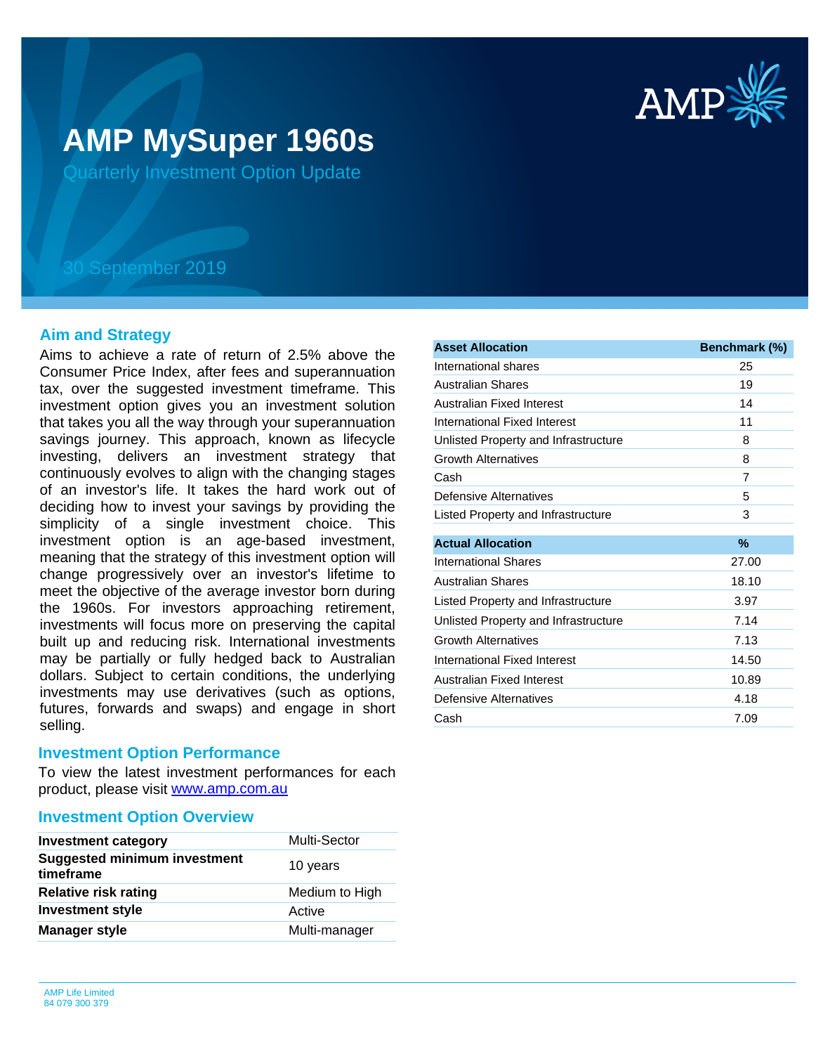# AMP MySuper 1960s

Quarterly Investment Option Update

30 September 2019

## Aim and Strategy

Aims to achieve a rate of return of 2.5% above the Consumer Price Index, after fees and superannuation tax, over the suggested investment timeframe. This investment option gives you an investment solution that takes you all the way through your superannuation savings journey. This approach, known as lifecycle investing, delivers an investment strategy that continuously evolves to align with the changing stages of an investor's life. It takes the hard work out of deciding how to invest your savings by providing the simplicity of a single investment choice. This investment option is an age-based investment, meaning that the strategy of this investment option will change progressively over an investor's lifetime to meet the objective of the average investor born during the 1960s. For investors approaching retirement, investments will focus more on preserving the capital built up and reducing risk. International investments may be partially or fully hedged back to Australian dollars. Subject to certain conditions, the underlying investments may use derivatives (such as options, futures, forwards and swaps) and engage in short selling.

## Investment Option Performance

To view the latest investment performances for each product, please visit www.amp.com.au

## Investment Option Overview

| | |
|---|---|
| **Investment category** | Multi-Sector |
| **Suggested minimum investment timeframe** | 10 years |
| **Relative risk rating** | Medium to High |
| **Investment style** | Active |
| **Manager style** | Multi-manager |

| Asset Allocation | Benchmark (%) |
|---|---|
| International shares | 25 |
| Australian Shares | 19 |
| Australian Fixed Interest | 14 |
| International Fixed Interest | 11 |
| Unlisted Property and Infrastructure | 8 |
| Growth Alternatives | 8 |
| Cash | 7 |
| Defensive Alternatives | 5 |
| Listed Property and Infrastructure | 3 |

| Actual Allocation | % |
|---|---|
| International Shares | 27.00 |
| Australian Shares | 18.10 |
| Listed Property and Infrastructure | 3.97 |
| Unlisted Property and Infrastructure | 7.14 |
| Growth Alternatives | 7.13 |
| International Fixed Interest | 14.50 |
| Australian Fixed Interest | 10.89 |
| Defensive Alternatives | 4.18 |
| Cash | 7.09 |

AMP Life Limited
84 079 300 379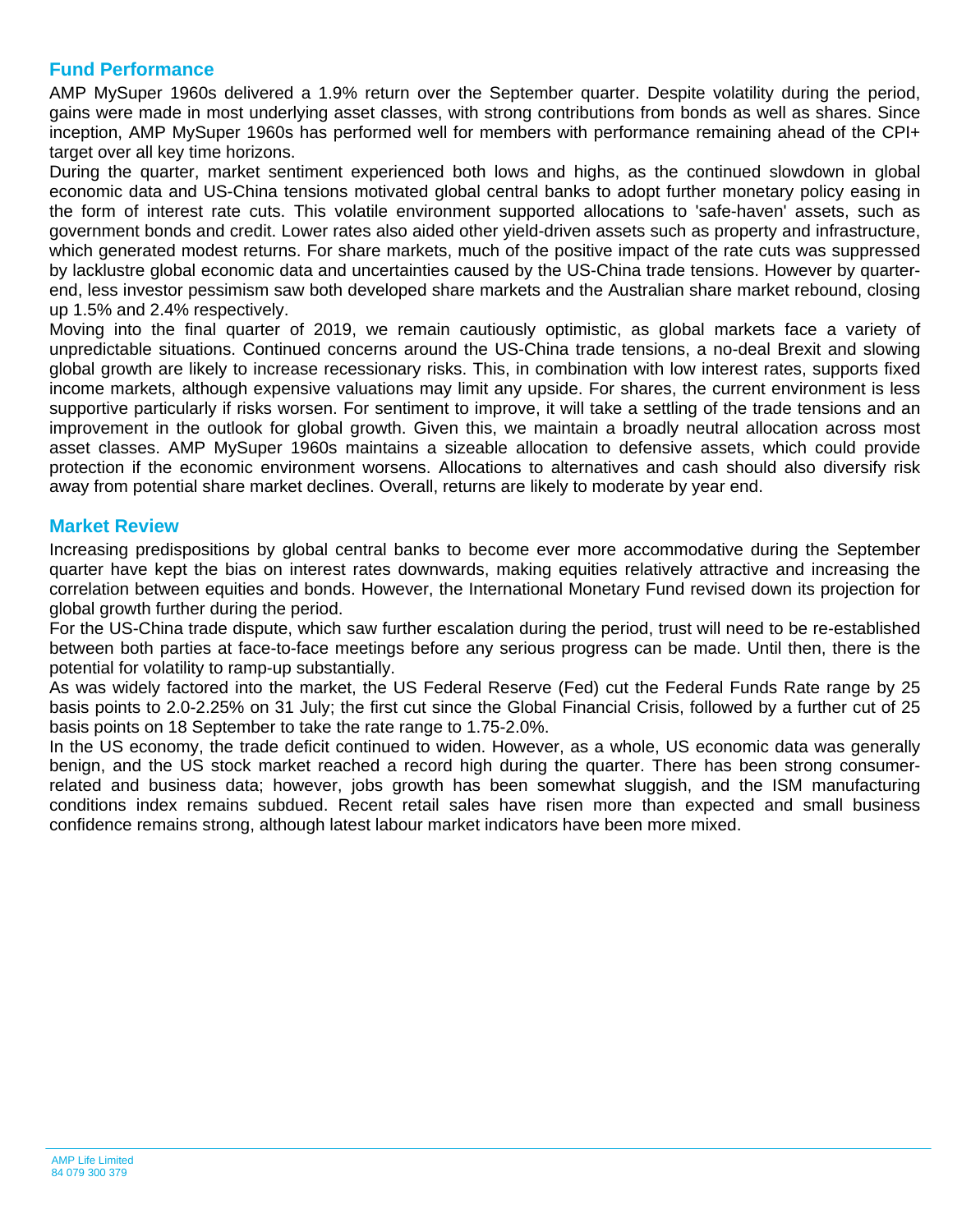## Fund Performance

AMP MySuper 1960s delivered a 1.9% return over the September quarter. Despite volatility during the period, gains were made in most underlying asset classes, with strong contributions from bonds as well as shares. Since inception, AMP MySuper 1960s has performed well for members with performance remaining ahead of the CPI+ target over all key time horizons.

During the quarter, market sentiment experienced both lows and highs, as the continued slowdown in global economic data and US-China tensions motivated global central banks to adopt further monetary policy easing in the form of interest rate cuts. This volatile environment supported allocations to 'safe-haven' assets, such as government bonds and credit. Lower rates also aided other yield-driven assets such as property and infrastructure, which generated modest returns. For share markets, much of the positive impact of the rate cuts was suppressed by lacklustre global economic data and uncertainties caused by the US-China trade tensions. However by quarter-end, less investor pessimism saw both developed share markets and the Australian share market rebound, closing up 1.5% and 2.4% respectively.

Moving into the final quarter of 2019, we remain cautiously optimistic, as global markets face a variety of unpredictable situations. Continued concerns around the US-China trade tensions, a no-deal Brexit and slowing global growth are likely to increase recessionary risks. This, in combination with low interest rates, supports fixed income markets, although expensive valuations may limit any upside. For shares, the current environment is less supportive particularly if risks worsen. For sentiment to improve, it will take a settling of the trade tensions and an improvement in the outlook for global growth. Given this, we maintain a broadly neutral allocation across most asset classes. AMP MySuper 1960s maintains a sizeable allocation to defensive assets, which could provide protection if the economic environment worsens. Allocations to alternatives and cash should also diversify risk away from potential share market declines. Overall, returns are likely to moderate by year end.

## Market Review

Increasing predispositions by global central banks to become ever more accommodative during the September quarter have kept the bias on interest rates downwards, making equities relatively attractive and increasing the correlation between equities and bonds. However, the International Monetary Fund revised down its projection for global growth further during the period.

For the US-China trade dispute, which saw further escalation during the period, trust will need to be re-established between both parties at face-to-face meetings before any serious progress can be made. Until then, there is the potential for volatility to ramp-up substantially.

As was widely factored into the market, the US Federal Reserve (Fed) cut the Federal Funds Rate range by 25 basis points to 2.0-2.25% on 31 July; the first cut since the Global Financial Crisis, followed by a further cut of 25 basis points on 18 September to take the rate range to 1.75-2.0%.

In the US economy, the trade deficit continued to widen. However, as a whole, US economic data was generally benign, and the US stock market reached a record high during the quarter. There has been strong consumer-related and business data; however, jobs growth has been somewhat sluggish, and the ISM manufacturing conditions index remains subdued. Recent retail sales have risen more than expected and small business confidence remains strong, although latest labour market indicators have been more mixed.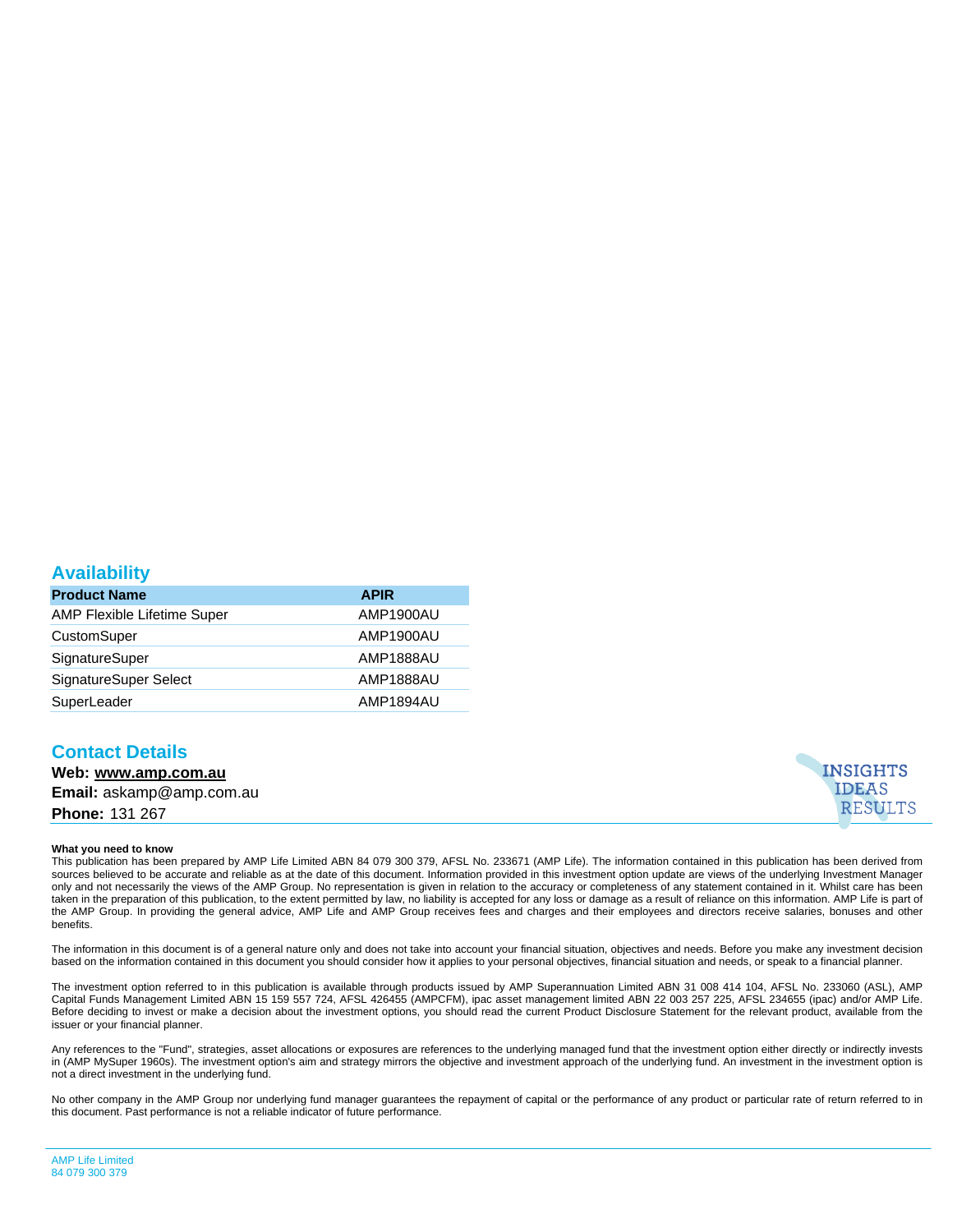## Availability

| Product Name | APIR |
| --- | --- |
| AMP Flexible Lifetime Super | AMP1900AU |
| CustomSuper | AMP1900AU |
| SignatureSuper | AMP1888AU |
| SignatureSuper Select | AMP1888AU |
| SuperLeader | AMP1894AU |

## Contact Details

**Web:** **www.amp.com.au**
**Email:** askamp@amp.com.au
**Phone:** 131 267

INSIGHTS
IDEAS
RESULTS

**What you need to know**

This publication has been prepared by AMP Life Limited ABN 84 079 300 379, AFSL No. 233671 (AMP Life). The information contained in this publication has been derived from sources believed to be accurate and reliable as at the date of this document. Information provided in this investment option update are views of the underlying Investment Manager only and not necessarily the views of the AMP Group. No representation is given in relation to the accuracy or completeness of any statement contained in it. Whilst care has been taken in the preparation of this publication, to the extent permitted by law, no liability is accepted for any loss or damage as a result of reliance on this information. AMP Life is part of the AMP Group. In providing the general advice, AMP Life and AMP Group receives fees and charges and their employees and directors receive salaries, bonuses and other benefits.

The information in this document is of a general nature only and does not take into account your financial situation, objectives and needs. Before you make any investment decision based on the information contained in this document you should consider how it applies to your personal objectives, financial situation and needs, or speak to a financial planner.

The investment option referred to in this publication is available through products issued by AMP Superannuation Limited ABN 31 008 414 104, AFSL No. 233060 (ASL), AMP Capital Funds Management Limited ABN 15 159 557 724, AFSL 426455 (AMPCFM), ipac asset management limited ABN 22 003 257 225, AFSL 234655 (ipac) and/or AMP Life. Before deciding to invest or make a decision about the investment options, you should read the current Product Disclosure Statement for the relevant product, available from the issuer or your financial planner.

Any references to the "Fund", strategies, asset allocations or exposures are references to the underlying managed fund that the investment option either directly or indirectly invests in (AMP MySuper 1960s). The investment option's aim and strategy mirrors the objective and investment approach of the underlying fund. An investment in the investment option is not a direct investment in the underlying fund.

No other company in the AMP Group nor underlying fund manager guarantees the repayment of capital or the performance of any product or particular rate of return referred to in this document. Past performance is not a reliable indicator of future performance.

AMP Life Limited
84 079 300 379